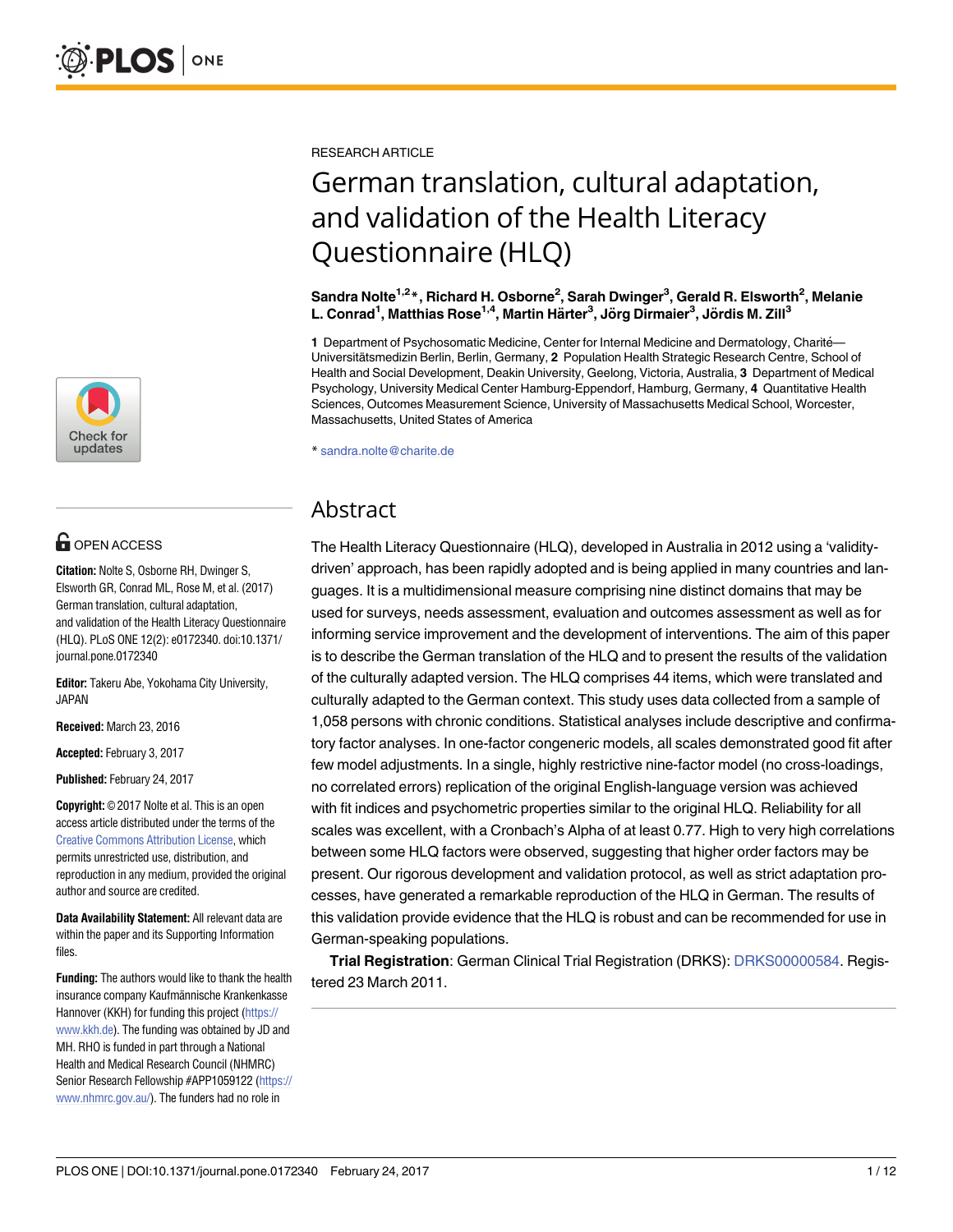RESEARCH ARTICLE

# German translation, cultural adaptation, and validation of the Health Literacy Questionnaire (HLQ)

**Sandra Nolte[1,2]*, Richard H. Osborne[2], Sarah Dwinger[3], Gerald R. Elsworth[2], Melanie L. Conrad[1], Matthias Rose[1,4], Martin Härter[3], Jörg Dirmaier[3], Jördis M. Zill[3]**

**1** Department of Psychosomatic Medicine, Center for Internal Medicine and Dermatology, Charité—Universitätsmedizin Berlin, Berlin, Germany, **2** Population Health Strategic Research Centre, School of Health and Social Development, Deakin University, Geelong, Victoria, Australia, **3** Department of Medical Psychology, University Medical Center Hamburg-Eppendorf, Hamburg, Germany, **4** Quantitative Health Sciences, Outcomes Measurement Science, University of Massachusetts Medical School, Worcester, Massachusetts, United States of America

* sandra.nolte@charite.de

OPEN ACCESS

**Citation:** Nolte S, Osborne RH, Dwinger S, Elsworth GR, Conrad ML, Rose M, et al. (2017) German translation, cultural adaptation, and validation of the Health Literacy Questionnaire (HLQ). PLoS ONE 12(2): e0172340. doi:10.1371/journal.pone.0172340

**Editor:** Takeru Abe, Yokohama City University, JAPAN

**Received:** March 23, 2016

**Accepted:** February 3, 2017

**Published:** February 24, 2017

**Copyright:** © 2017 Nolte et al. This is an open access article distributed under the terms of the Creative Commons Attribution License, which permits unrestricted use, distribution, and reproduction in any medium, provided the original author and source are credited.

**Data Availability Statement:** All relevant data are within the paper and its Supporting Information files.

**Funding:** The authors would like to thank the health insurance company Kaufmännische Krankenkasse Hannover (KKH) for funding this project (https://www.kkh.de). The funding was obtained by JD and MH. RHO is funded in part through a National Health and Medical Research Council (NHMRC) Senior Research Fellowship #APP1059122 (https://www.nhmrc.gov.au/). The funders had no role in

## Abstract

The Health Literacy Questionnaire (HLQ), developed in Australia in 2012 using a 'validity-driven' approach, has been rapidly adopted and is being applied in many countries and languages. It is a multidimensional measure comprising nine distinct domains that may be used for surveys, needs assessment, evaluation and outcomes assessment as well as for informing service improvement and the development of interventions. The aim of this paper is to describe the German translation of the HLQ and to present the results of the validation of the culturally adapted version. The HLQ comprises 44 items, which were translated and culturally adapted to the German context. This study uses data collected from a sample of 1,058 persons with chronic conditions. Statistical analyses include descriptive and confirmatory factor analyses. In one-factor congeneric models, all scales demonstrated good fit after few model adjustments. In a single, highly restrictive nine-factor model (no cross-loadings, no correlated errors) replication of the original English-language version was achieved with fit indices and psychometric properties similar to the original HLQ. Reliability for all scales was excellent, with a Cronbach's Alpha of at least 0.77. High to very high correlations between some HLQ factors were observed, suggesting that higher order factors may be present. Our rigorous development and validation protocol, as well as strict adaptation processes, have generated a remarkable reproduction of the HLQ in German. The results of this validation provide evidence that the HLQ is robust and can be recommended for use in German-speaking populations.

**Trial Registration**: German Clinical Trial Registration (DRKS): DRKS00000584. Registered 23 March 2011.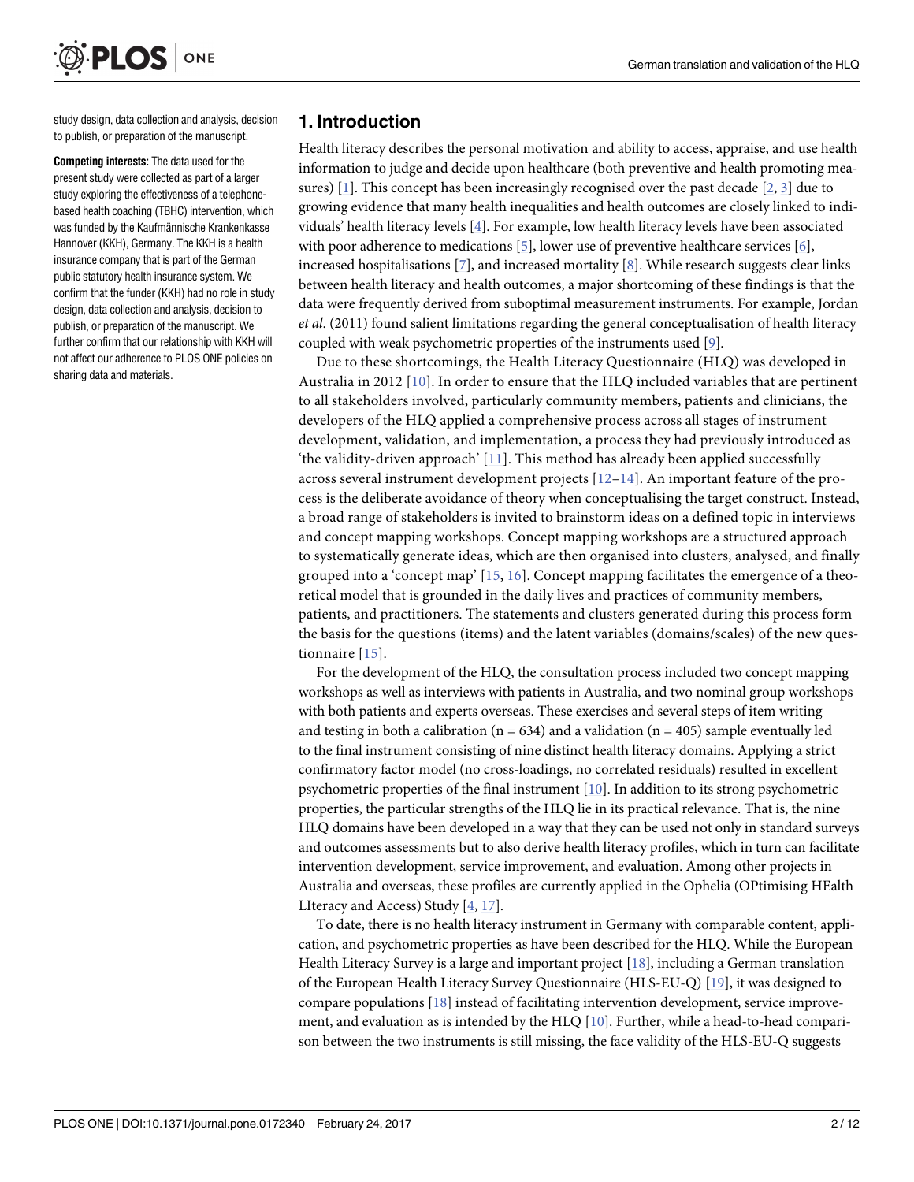study design, data collection and analysis, decision to publish, or preparation of the manuscript.

**Competing interests:** The data used for the present study were collected as part of a larger study exploring the effectiveness of a telephone-based health coaching (TBHC) intervention, which was funded by the Kaufmännische Krankenkasse Hannover (KKH), Germany. The KKH is a health insurance company that is part of the German public statutory health insurance system. We confirm that the funder (KKH) had no role in study design, data collection and analysis, decision to publish, or preparation of the manuscript. We further confirm that our relationship with KKH will not affect our adherence to PLOS ONE policies on sharing data and materials.

## 1. Introduction

Health literacy describes the personal motivation and ability to access, appraise, and use health information to judge and decide upon healthcare (both preventive and health promoting measures) [1]. This concept has been increasingly recognised over the past decade [2, 3] due to growing evidence that many health inequalities and health outcomes are closely linked to individuals' health literacy levels [4]. For example, low health literacy levels have been associated with poor adherence to medications [5], lower use of preventive healthcare services [6], increased hospitalisations [7], and increased mortality [8]. While research suggests clear links between health literacy and health outcomes, a major shortcoming of these findings is that the data were frequently derived from suboptimal measurement instruments. For example, Jordan *et al*. (2011) found salient limitations regarding the general conceptualisation of health literacy coupled with weak psychometric properties of the instruments used [9].

Due to these shortcomings, the Health Literacy Questionnaire (HLQ) was developed in Australia in 2012 [10]. In order to ensure that the HLQ included variables that are pertinent to all stakeholders involved, particularly community members, patients and clinicians, the developers of the HLQ applied a comprehensive process across all stages of instrument development, validation, and implementation, a process they had previously introduced as 'the validity-driven approach' [11]. This method has already been applied successfully across several instrument development projects [12–14]. An important feature of the process is the deliberate avoidance of theory when conceptualising the target construct. Instead, a broad range of stakeholders is invited to brainstorm ideas on a defined topic in interviews and concept mapping workshops. Concept mapping workshops are a structured approach to systematically generate ideas, which are then organised into clusters, analysed, and finally grouped into a 'concept map' [15, 16]. Concept mapping facilitates the emergence of a theoretical model that is grounded in the daily lives and practices of community members, patients, and practitioners. The statements and clusters generated during this process form the basis for the questions (items) and the latent variables (domains/scales) of the new questionnaire [15].

For the development of the HLQ, the consultation process included two concept mapping workshops as well as interviews with patients in Australia, and two nominal group workshops with both patients and experts overseas. These exercises and several steps of item writing and testing in both a calibration (n = 634) and a validation (n = 405) sample eventually led to the final instrument consisting of nine distinct health literacy domains. Applying a strict confirmatory factor model (no cross-loadings, no correlated residuals) resulted in excellent psychometric properties of the final instrument [10]. In addition to its strong psychometric properties, the particular strengths of the HLQ lie in its practical relevance. That is, the nine HLQ domains have been developed in a way that they can be used not only in standard surveys and outcomes assessments but to also derive health literacy profiles, which in turn can facilitate intervention development, service improvement, and evaluation. Among other projects in Australia and overseas, these profiles are currently applied in the Ophelia (OPtimising HEalth LIteracy and Access) Study [4, 17].

To date, there is no health literacy instrument in Germany with comparable content, application, and psychometric properties as have been described for the HLQ. While the European Health Literacy Survey is a large and important project [18], including a German translation of the European Health Literacy Survey Questionnaire (HLS-EU-Q) [19], it was designed to compare populations [18] instead of facilitating intervention development, service improvement, and evaluation as is intended by the HLQ [10]. Further, while a head-to-head comparison between the two instruments is still missing, the face validity of the HLS-EU-Q suggests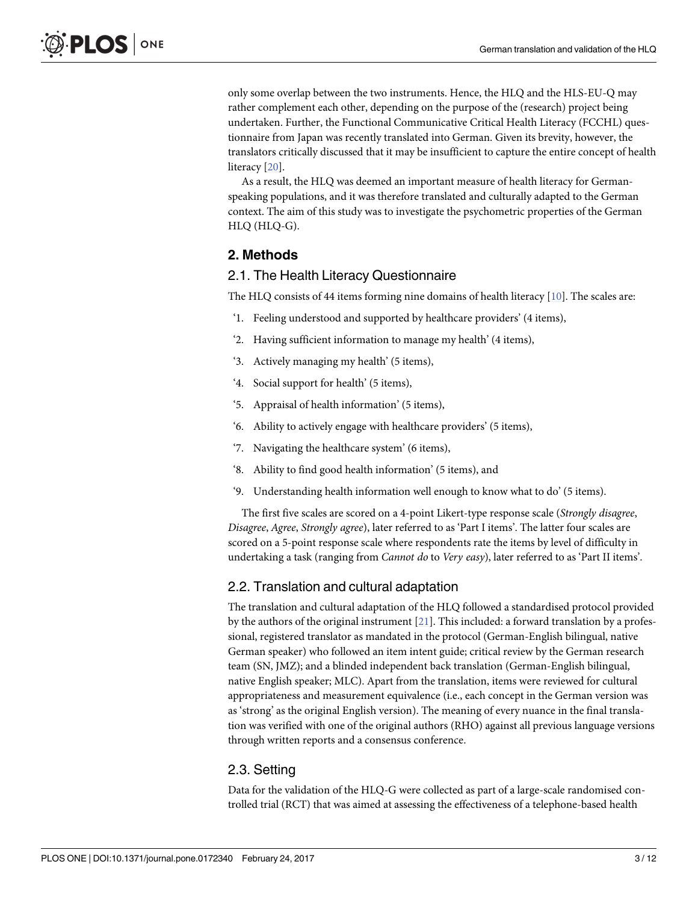only some overlap between the two instruments. Hence, the HLQ and the HLS-EU-Q may rather complement each other, depending on the purpose of the (research) project being undertaken. Further, the Functional Communicative Critical Health Literacy (FCCHL) questionnaire from Japan was recently translated into German. Given its brevity, however, the translators critically discussed that it may be insufficient to capture the entire concept of health literacy [20].

As a result, the HLQ was deemed an important measure of health literacy for German-speaking populations, and it was therefore translated and culturally adapted to the German context. The aim of this study was to investigate the psychometric properties of the German HLQ (HLQ-G).

## 2. Methods

### 2.1. The Health Literacy Questionnaire

The HLQ consists of 44 items forming nine domains of health literacy [10]. The scales are:

'1. Feeling understood and supported by healthcare providers' (4 items),

'2. Having sufficient information to manage my health' (4 items),

'3. Actively managing my health' (5 items),

'4. Social support for health' (5 items),

'5. Appraisal of health information' (5 items),

'6. Ability to actively engage with healthcare providers' (5 items),

'7. Navigating the healthcare system' (6 items),

'8. Ability to find good health information' (5 items), and

'9. Understanding health information well enough to know what to do' (5 items).

The first five scales are scored on a 4-point Likert-type response scale (*Strongly disagree*, *Disagree*, *Agree*, *Strongly agree*), later referred to as 'Part I items'. The latter four scales are scored on a 5-point response scale where respondents rate the items by level of difficulty in undertaking a task (ranging from *Cannot do* to *Very easy*), later referred to as 'Part II items'.

### 2.2. Translation and cultural adaptation

The translation and cultural adaptation of the HLQ followed a standardised protocol provided by the authors of the original instrument [21]. This included: a forward translation by a professional, registered translator as mandated in the protocol (German-English bilingual, native German speaker) who followed an item intent guide; critical review by the German research team (SN, JMZ); and a blinded independent back translation (German-English bilingual, native English speaker; MLC). Apart from the translation, items were reviewed for cultural appropriateness and measurement equivalence (i.e., each concept in the German version was as 'strong' as the original English version). The meaning of every nuance in the final translation was verified with one of the original authors (RHO) against all previous language versions through written reports and a consensus conference.

### 2.3. Setting

Data for the validation of the HLQ-G were collected as part of a large-scale randomised controlled trial (RCT) that was aimed at assessing the effectiveness of a telephone-based health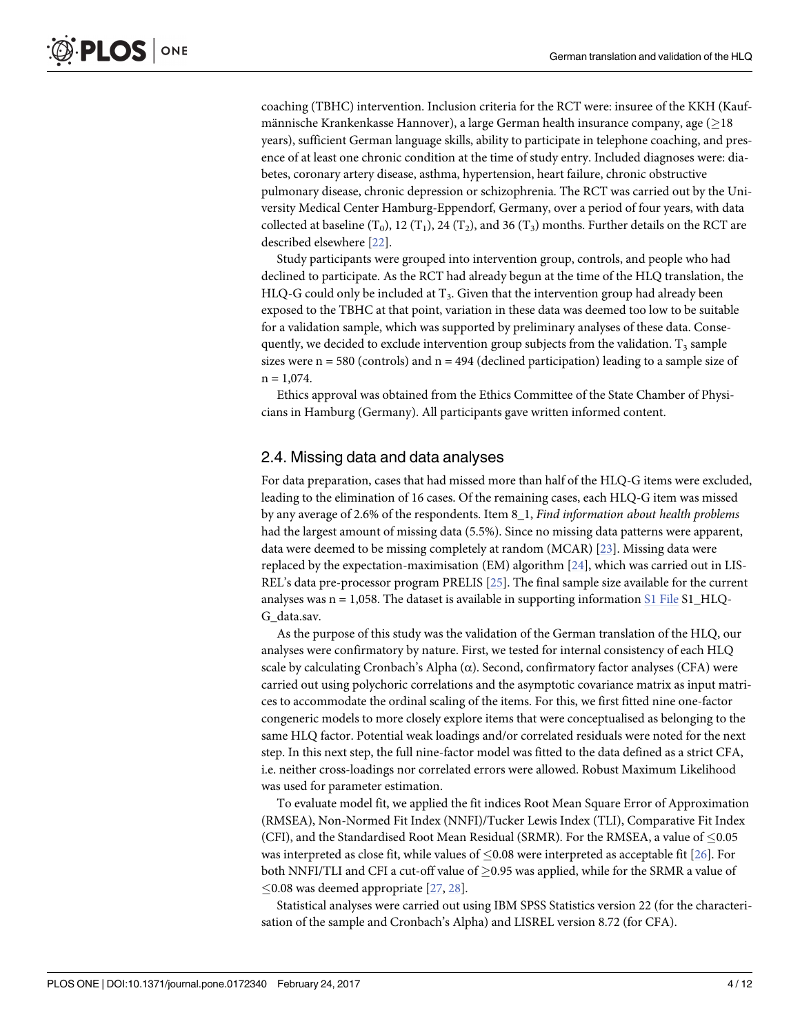coaching (TBHC) intervention. Inclusion criteria for the RCT were: insuree of the KKH (Kaufmännische Krankenkasse Hannover), a large German health insurance company, age (≥18 years), sufficient German language skills, ability to participate in telephone coaching, and presence of at least one chronic condition at the time of study entry. Included diagnoses were: diabetes, coronary artery disease, asthma, hypertension, heart failure, chronic obstructive pulmonary disease, chronic depression or schizophrenia. The RCT was carried out by the University Medical Center Hamburg-Eppendorf, Germany, over a period of four years, with data collected at baseline ($T_0$), 12 ($T_1$), 24 ($T_2$), and 36 ($T_3$) months. Further details on the RCT are described elsewhere [22].

Study participants were grouped into intervention group, controls, and people who had declined to participate. As the RCT had already begun at the time of the HLQ translation, the HLQ-G could only be included at $T_3$. Given that the intervention group had already been exposed to the TBHC at that point, variation in these data was deemed too low to be suitable for a validation sample, which was supported by preliminary analyses of these data. Consequently, we decided to exclude intervention group subjects from the validation. $T_3$ sample sizes were n = 580 (controls) and n = 494 (declined participation) leading to a sample size of n = 1,074.

Ethics approval was obtained from the Ethics Committee of the State Chamber of Physicians in Hamburg (Germany). All participants gave written informed content.

## 2.4. Missing data and data analyses

For data preparation, cases that had missed more than half of the HLQ-G items were excluded, leading to the elimination of 16 cases. Of the remaining cases, each HLQ-G item was missed by any average of 2.6% of the respondents. Item 8_1, *Find information about health problems* had the largest amount of missing data (5.5%). Since no missing data patterns were apparent, data were deemed to be missing completely at random (MCAR) [23]. Missing data were replaced by the expectation-maximisation (EM) algorithm [24], which was carried out in LISREL's data pre-processor program PRELIS [25]. The final sample size available for the current analyses was n = 1,058. The dataset is available in supporting information S1 File S1_HLQ-G_data.sav.

As the purpose of this study was the validation of the German translation of the HLQ, our analyses were confirmatory by nature. First, we tested for internal consistency of each HLQ scale by calculating Cronbach's Alpha (α). Second, confirmatory factor analyses (CFA) were carried out using polychoric correlations and the asymptotic covariance matrix as input matrices to accommodate the ordinal scaling of the items. For this, we first fitted nine one-factor congeneric models to more closely explore items that were conceptualised as belonging to the same HLQ factor. Potential weak loadings and/or correlated residuals were noted for the next step. In this next step, the full nine-factor model was fitted to the data defined as a strict CFA, i.e. neither cross-loadings nor correlated errors were allowed. Robust Maximum Likelihood was used for parameter estimation.

To evaluate model fit, we applied the fit indices Root Mean Square Error of Approximation (RMSEA), Non-Normed Fit Index (NNFI)/Tucker Lewis Index (TLI), Comparative Fit Index (CFI), and the Standardised Root Mean Residual (SRMR). For the RMSEA, a value of ≤0.05 was interpreted as close fit, while values of ≤0.08 were interpreted as acceptable fit [26]. For both NNFI/TLI and CFI a cut-off value of ≥0.95 was applied, while for the SRMR a value of ≤0.08 was deemed appropriate [27, 28].

Statistical analyses were carried out using IBM SPSS Statistics version 22 (for the characterisation of the sample and Cronbach's Alpha) and LISREL version 8.72 (for CFA).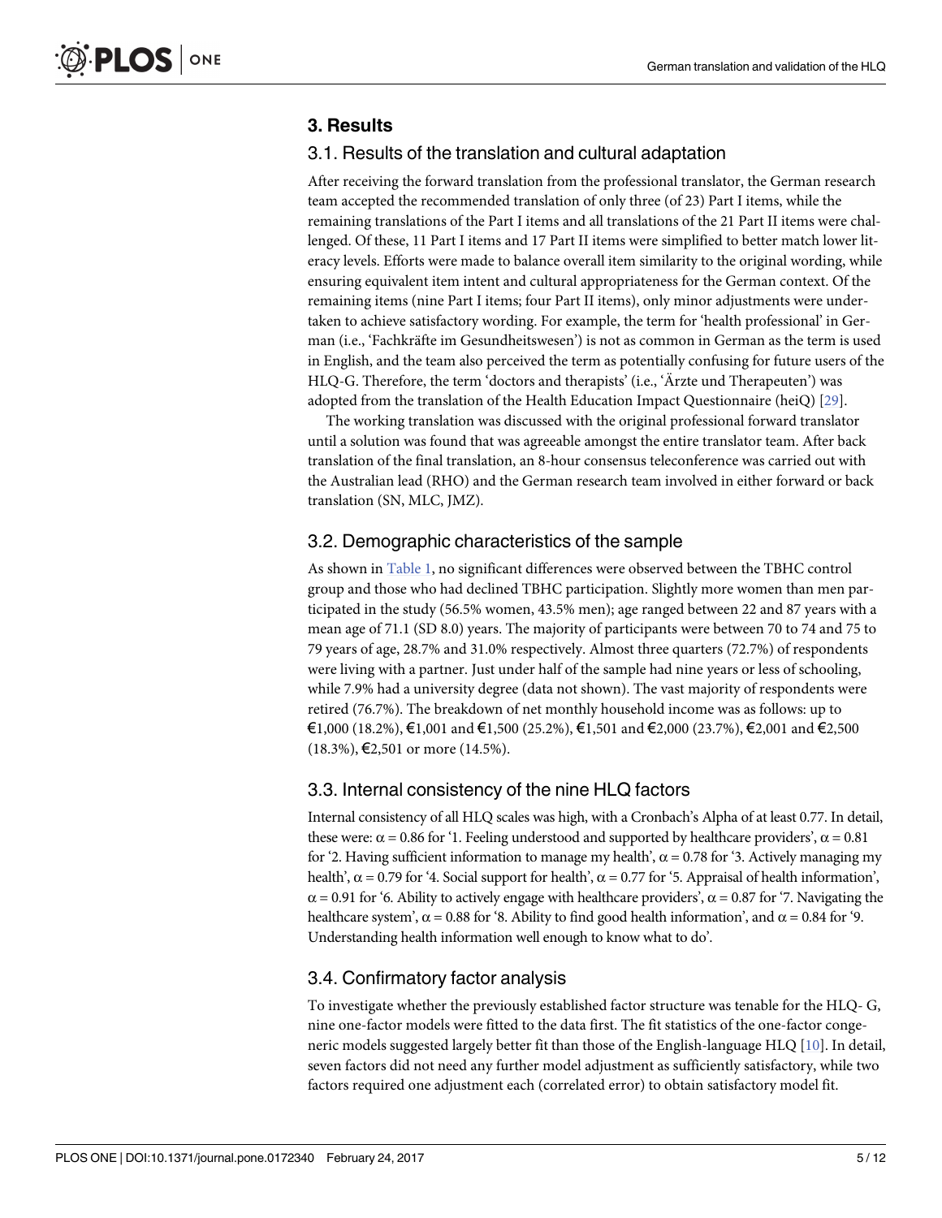## 3. Results

### 3.1. Results of the translation and cultural adaptation

After receiving the forward translation from the professional translator, the German research team accepted the recommended translation of only three (of 23) Part I items, while the remaining translations of the Part I items and all translations of the 21 Part II items were challenged. Of these, 11 Part I items and 17 Part II items were simplified to better match lower literacy levels. Efforts were made to balance overall item similarity to the original wording, while ensuring equivalent item intent and cultural appropriateness for the German context. Of the remaining items (nine Part I items; four Part II items), only minor adjustments were undertaken to achieve satisfactory wording. For example, the term for 'health professional' in German (i.e., 'Fachkräfte im Gesundheitswesen') is not as common in German as the term is used in English, and the team also perceived the term as potentially confusing for future users of the HLQ-G. Therefore, the term 'doctors and therapists' (i.e., 'Ärzte und Therapeuten') was adopted from the translation of the Health Education Impact Questionnaire (heiQ) [29].

The working translation was discussed with the original professional forward translator until a solution was found that was agreeable amongst the entire translator team. After back translation of the final translation, an 8-hour consensus teleconference was carried out with the Australian lead (RHO) and the German research team involved in either forward or back translation (SN, MLC, JMZ).

### 3.2. Demographic characteristics of the sample

As shown in Table 1, no significant differences were observed between the TBHC control group and those who had declined TBHC participation. Slightly more women than men participated in the study (56.5% women, 43.5% men); age ranged between 22 and 87 years with a mean age of 71.1 (SD 8.0) years. The majority of participants were between 70 to 74 and 75 to 79 years of age, 28.7% and 31.0% respectively. Almost three quarters (72.7%) of respondents were living with a partner. Just under half of the sample had nine years or less of schooling, while 7.9% had a university degree (data not shown). The vast majority of respondents were retired (76.7%). The breakdown of net monthly household income was as follows: up to €1,000 (18.2%), €1,001 and €1,500 (25.2%), €1,501 and €2,000 (23.7%), €2,001 and €2,500 (18.3%), €2,501 or more (14.5%).

### 3.3. Internal consistency of the nine HLQ factors

Internal consistency of all HLQ scales was high, with a Cronbach's Alpha of at least 0.77. In detail, these were: $\alpha = 0.86$ for '1. Feeling understood and supported by healthcare providers', $\alpha = 0.81$ for '2. Having sufficient information to manage my health', $\alpha = 0.78$ for '3. Actively managing my health', $\alpha = 0.79$ for '4. Social support for health', $\alpha = 0.77$ for '5. Appraisal of health information', $\alpha = 0.91$ for '6. Ability to actively engage with healthcare providers', $\alpha = 0.87$ for '7. Navigating the healthcare system', $\alpha = 0.88$ for '8. Ability to find good health information', and $\alpha = 0.84$ for '9. Understanding health information well enough to know what to do'.

### 3.4. Confirmatory factor analysis

To investigate whether the previously established factor structure was tenable for the HLQ- G, nine one-factor models were fitted to the data first. The fit statistics of the one-factor congeneric models suggested largely better fit than those of the English-language HLQ [10]. In detail, seven factors did not need any further model adjustment as sufficiently satisfactory, while two factors required one adjustment each (correlated error) to obtain satisfactory model fit.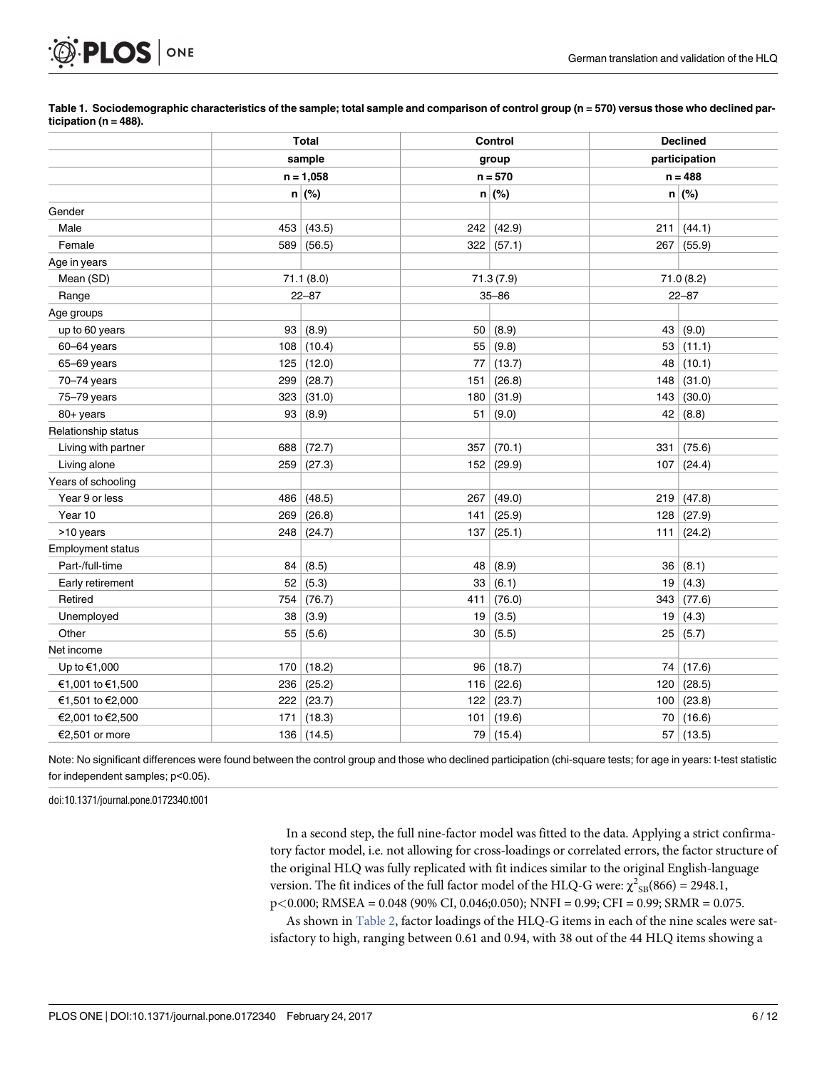**Table 1. Sociodemographic characteristics of the sample; total sample and comparison of control group (n = 570) versus those who declined participation (n = 488).**

| | Total sample n = 1,058 | | Control group n = 570 | | Declined participation n = 488 | |
|---|---|---|---|---|---|---|
| | n | (%) | n | (%) | n | (%) |
| Gender | | | | | | |
| Male | 453 | (43.5) | 242 | (42.9) | 211 | (44.1) |
| Female | 589 | (56.5) | 322 | (57.1) | 267 | (55.9) |
| Age in years | | | | | | |
| Mean (SD) | 71.1 (8.0) | | 71.3 (7.9) | | 71.0 (8.2) | |
| Range | 22–87 | | 35–86 | | 22–87 | |
| Age groups | | | | | | |
| up to 60 years | 93 | (8.9) | 50 | (8.9) | 43 | (9.0) |
| 60–64 years | 108 | (10.4) | 55 | (9.8) | 53 | (11.1) |
| 65–69 years | 125 | (12.0) | 77 | (13.7) | 48 | (10.1) |
| 70–74 years | 299 | (28.7) | 151 | (26.8) | 148 | (31.0) |
| 75–79 years | 323 | (31.0) | 180 | (31.9) | 143 | (30.0) |
| 80+ years | 93 | (8.9) | 51 | (9.0) | 42 | (8.8) |
| Relationship status | | | | | | |
| Living with partner | 688 | (72.7) | 357 | (70.1) | 331 | (75.6) |
| Living alone | 259 | (27.3) | 152 | (29.9) | 107 | (24.4) |
| Years of schooling | | | | | | |
| Year 9 or less | 486 | (48.5) | 267 | (49.0) | 219 | (47.8) |
| Year 10 | 269 | (26.8) | 141 | (25.9) | 128 | (27.9) |
| >10 years | 248 | (24.7) | 137 | (25.1) | 111 | (24.2) |
| Employment status | | | | | | |
| Part-/full-time | 84 | (8.5) | 48 | (8.9) | 36 | (8.1) |
| Early retirement | 52 | (5.3) | 33 | (6.1) | 19 | (4.3) |
| Retired | 754 | (76.7) | 411 | (76.0) | 343 | (77.6) |
| Unemployed | 38 | (3.9) | 19 | (3.5) | 19 | (4.3) |
| Other | 55 | (5.6) | 30 | (5.5) | 25 | (5.7) |
| Net income | | | | | | |
| Up to €1,000 | 170 | (18.2) | 96 | (18.7) | 74 | (17.6) |
| €1,001 to €1,500 | 236 | (25.2) | 116 | (22.6) | 120 | (28.5) |
| €1,501 to €2,000 | 222 | (23.7) | 122 | (23.7) | 100 | (23.8) |
| €2,001 to €2,500 | 171 | (18.3) | 101 | (19.6) | 70 | (16.6) |
| €2,501 or more | 136 | (14.5) | 79 | (15.4) | 57 | (13.5) |

Note: No significant differences were found between the control group and those who declined participation (chi-square tests; for age in years: t-test statistic for independent samples; p<0.05).

doi:10.1371/journal.pone.0172340.t001

In a second step, the full nine-factor model was fitted to the data. Applying a strict confirmatory factor model, i.e. not allowing for cross-loadings or correlated errors, the factor structure of the original HLQ was fully replicated with fit indices similar to the original English-language version. The fit indices of the full factor model of the HLQ-G were: $\chi^2_{SB}(866) = 2948.1$, $p<0.000$; RMSEA = 0.048 (90% CI, 0.046;0.050); NNFI = 0.99; CFI = 0.99; SRMR = 0.075.

As shown in Table 2, factor loadings of the HLQ-G items in each of the nine scales were satisfactory to high, ranging between 0.61 and 0.94, with 38 out of the 44 HLQ items showing a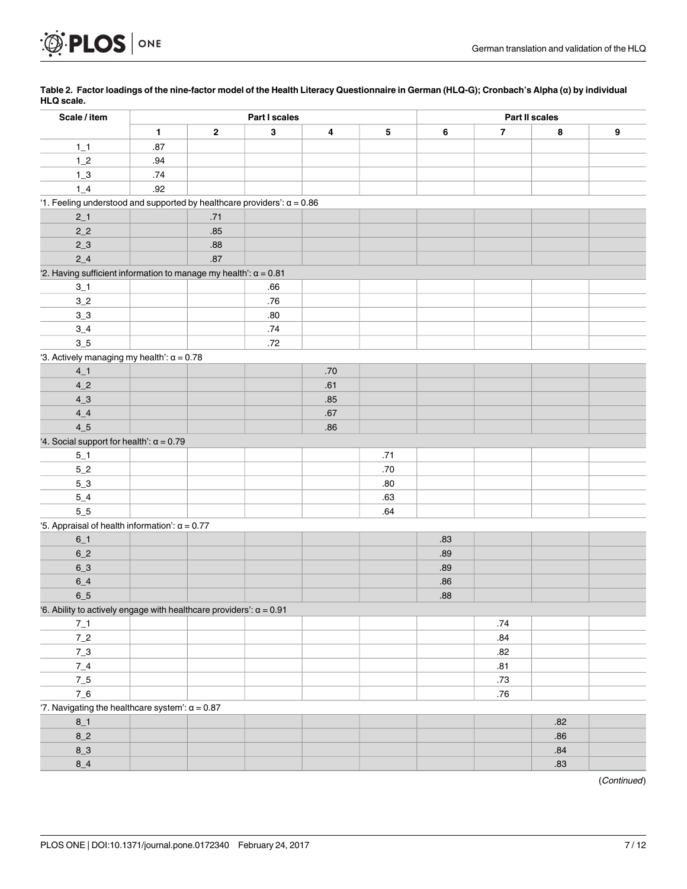**Table 2. Factor loadings of the nine-factor model of the Health Literacy Questionnaire in German (HLQ-G); Cronbach's Alpha (α) by individual HLQ scale.**

| Scale / item | Part I scales | | | | | Part II scales | | | |
|---|---|---|---|---|---|---|---|---|---|
| | 1 | 2 | 3 | 4 | 5 | 6 | 7 | 8 | 9 |
| 1_1 | .87 | | | | | | | | |
| 1_2 | .94 | | | | | | | | |
| 1_3 | .74 | | | | | | | | |
| 1_4 | .92 | | | | | | | | |
| '1. Feeling understood and supported by healthcare providers': α = 0.86 | | | | | | | | | |
| 2_1 | | .71 | | | | | | | |
| 2_2 | | .85 | | | | | | | |
| 2_3 | | .88 | | | | | | | |
| 2_4 | | .87 | | | | | | | |
| '2. Having sufficient information to manage my health': α = 0.81 | | | | | | | | | |
| 3_1 | | | .66 | | | | | | |
| 3_2 | | | .76 | | | | | | |
| 3_3 | | | .80 | | | | | | |
| 3_4 | | | .74 | | | | | | |
| 3_5 | | | .72 | | | | | | |
| '3. Actively managing my health': α = 0.78 | | | | | | | | | |
| 4_1 | | | | .70 | | | | | |
| 4_2 | | | | .61 | | | | | |
| 4_3 | | | | .85 | | | | | |
| 4_4 | | | | .67 | | | | | |
| 4_5 | | | | .86 | | | | | |
| '4. Social support for health': α = 0.79 | | | | | | | | | |
| 5_1 | | | | | .71 | | | | |
| 5_2 | | | | | .70 | | | | |
| 5_3 | | | | | .80 | | | | |
| 5_4 | | | | | .63 | | | | |
| 5_5 | | | | | .64 | | | | |
| '5. Appraisal of health information': α = 0.77 | | | | | | | | | |
| 6_1 | | | | | | .83 | | | |
| 6_2 | | | | | | .89 | | | |
| 6_3 | | | | | | .89 | | | |
| 6_4 | | | | | | .86 | | | |
| 6_5 | | | | | | .88 | | | |
| '6. Ability to actively engage with healthcare providers': α = 0.91 | | | | | | | | | |
| 7_1 | | | | | | | .74 | | |
| 7_2 | | | | | | | .84 | | |
| 7_3 | | | | | | | .82 | | |
| 7_4 | | | | | | | .81 | | |
| 7_5 | | | | | | | .73 | | |
| 7_6 | | | | | | | .76 | | |
| '7. Navigating the healthcare system': α = 0.87 | | | | | | | | | |
| 8_1 | | | | | | | | .82 | |
| 8_2 | | | | | | | | .86 | |
| 8_3 | | | | | | | | .84 | |
| 8_4 | | | | | | | | .83 | |

(*Continued*)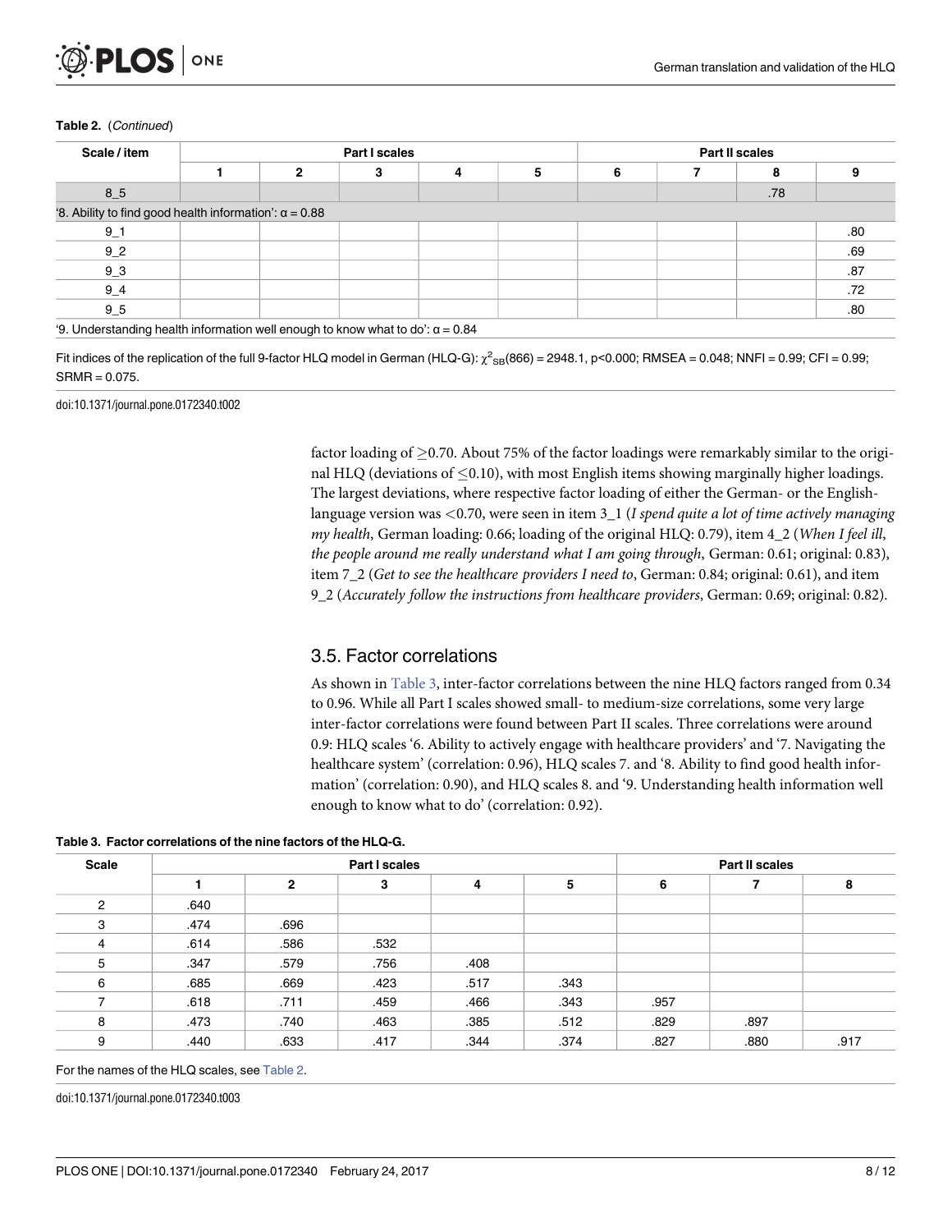**Table 2.** (*Continued*)

| Scale / item | Part I scales | | | | | Part II scales | | | |
|---|---|---|---|---|---|---|---|---|---|
| | 1 | 2 | 3 | 4 | 5 | 6 | 7 | 8 | 9 |
| 8_5 | | | | | | | | .78 | |
| '8. Ability to find good health information': α = 0.88 | | | | | | | | | |
| 9_1 | | | | | | | | | .80 |
| 9_2 | | | | | | | | | .69 |
| 9_3 | | | | | | | | | .87 |
| 9_4 | | | | | | | | | .72 |
| 9_5 | | | | | | | | | .80 |
| '9. Understanding health information well enough to know what to do': α = 0.84 | | | | | | | | | |

Fit indices of the replication of the full 9-factor HLQ model in German (HLQ-G): $\chi^2_{SB}(866) = 2948.1$, $p<0.000$; RMSEA = 0.048; NNFI = 0.99; CFI = 0.99; SRMR = 0.075.

doi:10.1371/journal.pone.0172340.t002

factor loading of ≥0.70. About 75% of the factor loadings were remarkably similar to the original HLQ (deviations of ≤0.10), with most English items showing marginally higher loadings. The largest deviations, where respective factor loading of either the German- or the English-language version was <0.70, were seen in item 3_1 (*I spend quite a lot of time actively managing my health*, German loading: 0.66; loading of the original HLQ: 0.79), item 4_2 (*When I feel ill, the people around me really understand what I am going through*, German: 0.61; original: 0.83), item 7_2 (*Get to see the healthcare providers I need to*, German: 0.84; original: 0.61), and item 9_2 (*Accurately follow the instructions from healthcare providers*, German: 0.69; original: 0.82).

## 3.5. Factor correlations

As shown in Table 3, inter-factor correlations between the nine HLQ factors ranged from 0.34 to 0.96. While all Part I scales showed small- to medium-size correlations, some very large inter-factor correlations were found between Part II scales. Three correlations were around 0.9: HLQ scales '6. Ability to actively engage with healthcare providers' and '7. Navigating the healthcare system' (correlation: 0.96), HLQ scales 7. and '8. Ability to find good health information' (correlation: 0.90), and HLQ scales 8. and '9. Understanding health information well enough to know what to do' (correlation: 0.92).

**Table 3. Factor correlations of the nine factors of the HLQ-G.**

| Scale | Part I scales | | | | | Part II scales | | |
|---|---|---|---|---|---|---|---|---|
| | 1 | 2 | 3 | 4 | 5 | 6 | 7 | 8 |
| 2 | .640 | | | | | | | |
| 3 | .474 | .696 | | | | | | |
| 4 | .614 | .586 | .532 | | | | | |
| 5 | .347 | .579 | .756 | .408 | | | | |
| 6 | .685 | .669 | .423 | .517 | .343 | | | |
| 7 | .618 | .711 | .459 | .466 | .343 | .957 | | |
| 8 | .473 | .740 | .463 | .385 | .512 | .829 | .897 | |
| 9 | .440 | .633 | .417 | .344 | .374 | .827 | .880 | .917 |

For the names of the HLQ scales, see Table 2.

doi:10.1371/journal.pone.0172340.t003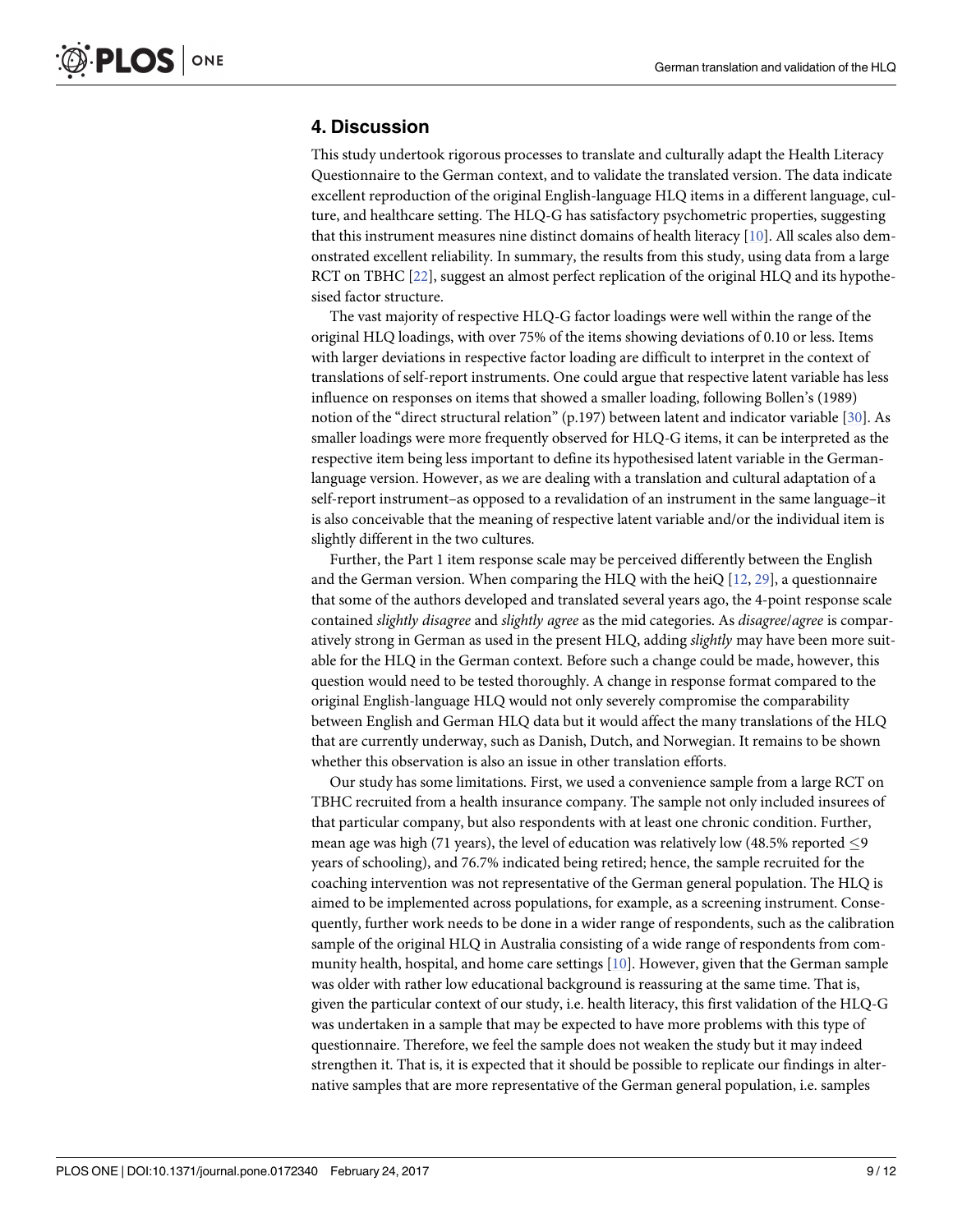## 4. Discussion

This study undertook rigorous processes to translate and culturally adapt the Health Literacy Questionnaire to the German context, and to validate the translated version. The data indicate excellent reproduction of the original English-language HLQ items in a different language, culture, and healthcare setting. The HLQ-G has satisfactory psychometric properties, suggesting that this instrument measures nine distinct domains of health literacy [10]. All scales also demonstrated excellent reliability. In summary, the results from this study, using data from a large RCT on TBHC [22], suggest an almost perfect replication of the original HLQ and its hypothesised factor structure.

The vast majority of respective HLQ-G factor loadings were well within the range of the original HLQ loadings, with over 75% of the items showing deviations of 0.10 or less. Items with larger deviations in respective factor loading are difficult to interpret in the context of translations of self-report instruments. One could argue that respective latent variable has less influence on responses on items that showed a smaller loading, following Bollen's (1989) notion of the "direct structural relation" (p.197) between latent and indicator variable [30]. As smaller loadings were more frequently observed for HLQ-G items, it can be interpreted as the respective item being less important to define its hypothesised latent variable in the German-language version. However, as we are dealing with a translation and cultural adaptation of a self-report instrument–as opposed to a revalidation of an instrument in the same language–it is also conceivable that the meaning of respective latent variable and/or the individual item is slightly different in the two cultures.

Further, the Part 1 item response scale may be perceived differently between the English and the German version. When comparing the HLQ with the heiQ [12, 29], a questionnaire that some of the authors developed and translated several years ago, the 4-point response scale contained *slightly disagree* and *slightly agree* as the mid categories. As *disagree*/*agree* is comparatively strong in German as used in the present HLQ, adding *slightly* may have been more suitable for the HLQ in the German context. Before such a change could be made, however, this question would need to be tested thoroughly. A change in response format compared to the original English-language HLQ would not only severely compromise the comparability between English and German HLQ data but it would affect the many translations of the HLQ that are currently underway, such as Danish, Dutch, and Norwegian. It remains to be shown whether this observation is also an issue in other translation efforts.

Our study has some limitations. First, we used a convenience sample from a large RCT on TBHC recruited from a health insurance company. The sample not only included insurees of that particular company, but also respondents with at least one chronic condition. Further, mean age was high (71 years), the level of education was relatively low (48.5% reported $\leq$9 years of schooling), and 76.7% indicated being retired; hence, the sample recruited for the coaching intervention was not representative of the German general population. The HLQ is aimed to be implemented across populations, for example, as a screening instrument. Consequently, further work needs to be done in a wider range of respondents, such as the calibration sample of the original HLQ in Australia consisting of a wide range of respondents from community health, hospital, and home care settings [10]. However, given that the German sample was older with rather low educational background is reassuring at the same time. That is, given the particular context of our study, i.e. health literacy, this first validation of the HLQ-G was undertaken in a sample that may be expected to have more problems with this type of questionnaire. Therefore, we feel the sample does not weaken the study but it may indeed strengthen it. That is, it is expected that it should be possible to replicate our findings in alternative samples that are more representative of the German general population, i.e. samples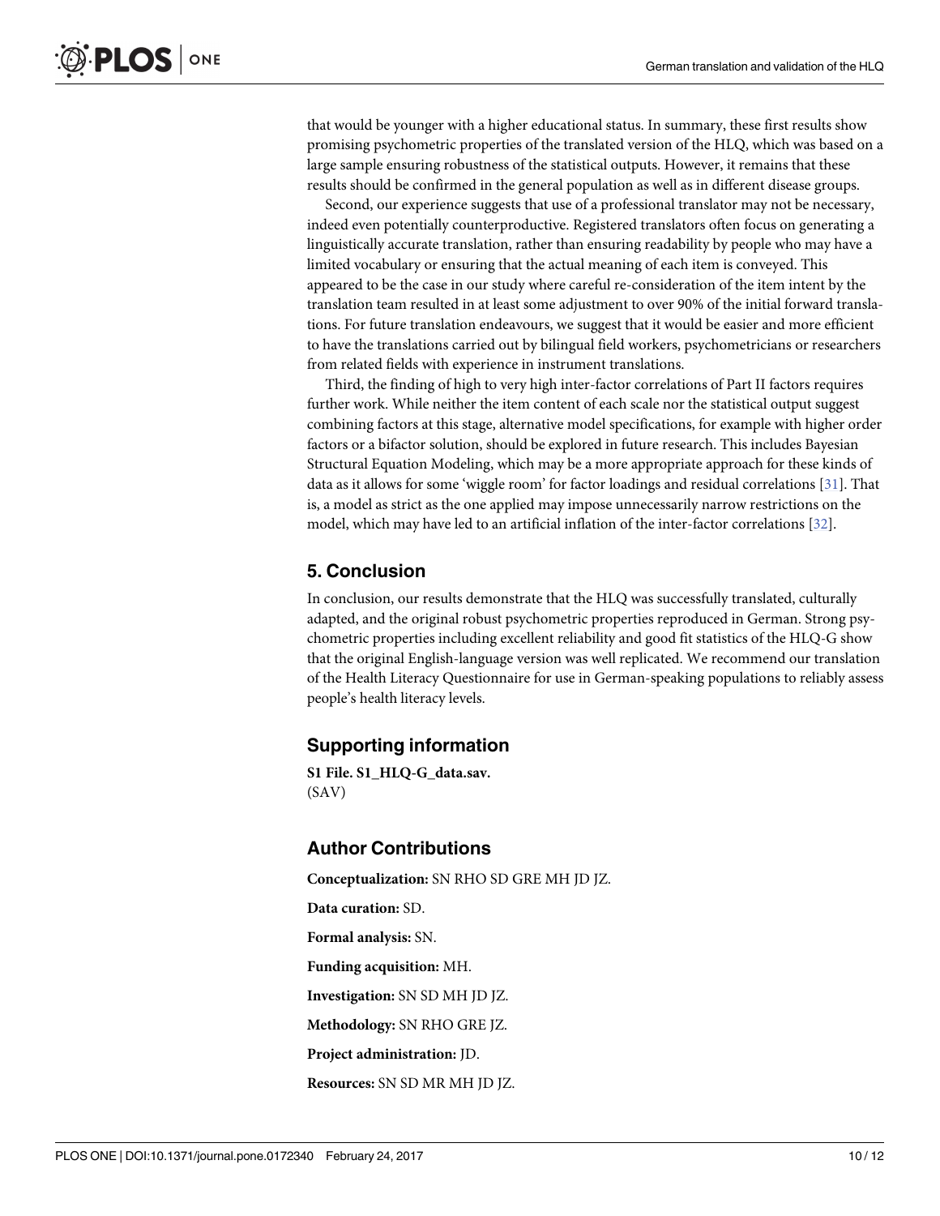that would be younger with a higher educational status. In summary, these first results show promising psychometric properties of the translated version of the HLQ, which was based on a large sample ensuring robustness of the statistical outputs. However, it remains that these results should be confirmed in the general population as well as in different disease groups.

Second, our experience suggests that use of a professional translator may not be necessary, indeed even potentially counterproductive. Registered translators often focus on generating a linguistically accurate translation, rather than ensuring readability by people who may have a limited vocabulary or ensuring that the actual meaning of each item is conveyed. This appeared to be the case in our study where careful re-consideration of the item intent by the translation team resulted in at least some adjustment to over 90% of the initial forward translations. For future translation endeavours, we suggest that it would be easier and more efficient to have the translations carried out by bilingual field workers, psychometricians or researchers from related fields with experience in instrument translations.

Third, the finding of high to very high inter-factor correlations of Part II factors requires further work. While neither the item content of each scale nor the statistical output suggest combining factors at this stage, alternative model specifications, for example with higher order factors or a bifactor solution, should be explored in future research. This includes Bayesian Structural Equation Modeling, which may be a more appropriate approach for these kinds of data as it allows for some 'wiggle room' for factor loadings and residual correlations [31]. That is, a model as strict as the one applied may impose unnecessarily narrow restrictions on the model, which may have led to an artificial inflation of the inter-factor correlations [32].

## 5. Conclusion

In conclusion, our results demonstrate that the HLQ was successfully translated, culturally adapted, and the original robust psychometric properties reproduced in German. Strong psychometric properties including excellent reliability and good fit statistics of the HLQ-G show that the original English-language version was well replicated. We recommend our translation of the Health Literacy Questionnaire for use in German-speaking populations to reliably assess people's health literacy levels.

## Supporting information

**S1 File. S1_HLQ-G_data.sav.**
(SAV)

## Author Contributions

**Conceptualization:** SN RHO SD GRE MH JD JZ.

**Data curation:** SD.

**Formal analysis:** SN.

**Funding acquisition:** MH.

**Investigation:** SN SD MH JD JZ.

**Methodology:** SN RHO GRE JZ.

**Project administration:** JD.

**Resources:** SN SD MR MH JD JZ.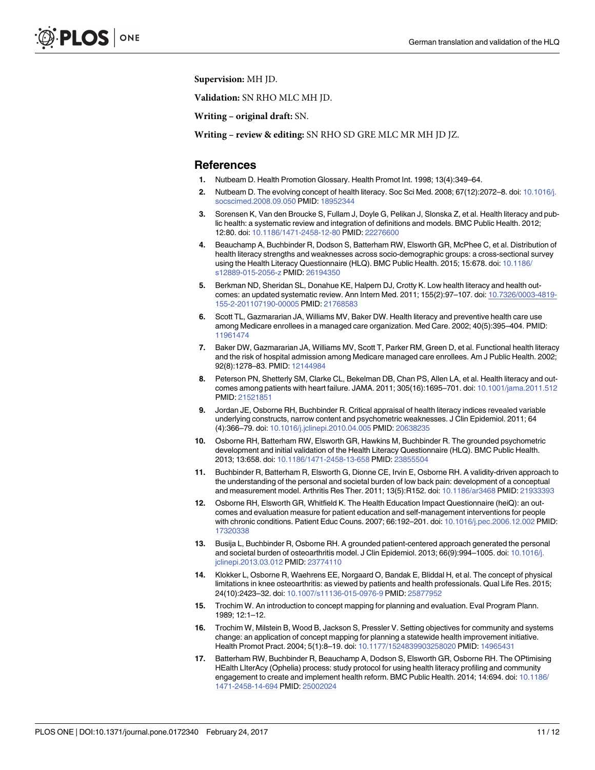**Supervision:** MH JD.

**Validation:** SN RHO MLC MH JD.

**Writing – original draft:** SN.

**Writing – review & editing:** SN RHO SD GRE MLC MR MH JD JZ.

## References

1. Nutbeam D. Health Promotion Glossary. Health Promot Int. 1998; 13(4):349–64.
2. Nutbeam D. The evolving concept of health literacy. Soc Sci Med. 2008; 67(12):2072–8. doi: 10.1016/j.socscimed.2008.09.050 PMID: 18952344
3. Sorensen K, Van den Broucke S, Fullam J, Doyle G, Pelikan J, Slonska Z, et al. Health literacy and public health: a systematic review and integration of definitions and models. BMC Public Health. 2012; 12:80. doi: 10.1186/1471-2458-12-80 PMID: 22276600
4. Beauchamp A, Buchbinder R, Dodson S, Batterham RW, Elsworth GR, McPhee C, et al. Distribution of health literacy strengths and weaknesses across socio-demographic groups: a cross-sectional survey using the Health Literacy Questionnaire (HLQ). BMC Public Health. 2015; 15:678. doi: 10.1186/s12889-015-2056-z PMID: 26194350
5. Berkman ND, Sheridan SL, Donahue KE, Halpern DJ, Crotty K. Low health literacy and health outcomes: an updated systematic review. Ann Intern Med. 2011; 155(2):97–107. doi: 10.7326/0003-4819-155-2-201107190-00005 PMID: 21768583
6. Scott TL, Gazmararian JA, Williams MV, Baker DW. Health literacy and preventive health care use among Medicare enrollees in a managed care organization. Med Care. 2002; 40(5):395–404. PMID: 11961474
7. Baker DW, Gazmararian JA, Williams MV, Scott T, Parker RM, Green D, et al. Functional health literacy and the risk of hospital admission among Medicare managed care enrollees. Am J Public Health. 2002; 92(8):1278–83. PMID: 12144984
8. Peterson PN, Shetterly SM, Clarke CL, Bekelman DB, Chan PS, Allen LA, et al. Health literacy and outcomes among patients with heart failure. JAMA. 2011; 305(16):1695–701. doi: 10.1001/jama.2011.512 PMID: 21521851
9. Jordan JE, Osborne RH, Buchbinder R. Critical appraisal of health literacy indices revealed variable underlying constructs, narrow content and psychometric weaknesses. J Clin Epidemiol. 2011; 64 (4):366–79. doi: 10.1016/j.jclinepi.2010.04.005 PMID: 20638235
10. Osborne RH, Batterham RW, Elsworth GR, Hawkins M, Buchbinder R. The grounded psychometric development and initial validation of the Health Literacy Questionnaire (HLQ). BMC Public Health. 2013; 13:658. doi: 10.1186/1471-2458-13-658 PMID: 23855504
11. Buchbinder R, Batterham R, Elsworth G, Dionne CE, Irvin E, Osborne RH. A validity-driven approach to the understanding of the personal and societal burden of low back pain: development of a conceptual and measurement model. Arthritis Res Ther. 2011; 13(5):R152. doi: 10.1186/ar3468 PMID: 21933393
12. Osborne RH, Elsworth GR, Whitfield K. The Health Education Impact Questionnaire (heiQ): an outcomes and evaluation measure for patient education and self-management interventions for people with chronic conditions. Patient Educ Couns. 2007; 66:192–201. doi: 10.1016/j.pec.2006.12.002 PMID: 17320338
13. Busija L, Buchbinder R, Osborne RH. A grounded patient-centered approach generated the personal and societal burden of osteoarthritis model. J Clin Epidemiol. 2013; 66(9):994–1005. doi: 10.1016/j.jclinepi.2013.03.012 PMID: 23774110
14. Klokker L, Osborne R, Waehrens EE, Norgaard O, Bandak E, Bliddal H, et al. The concept of physical limitations in knee osteoarthritis: as viewed by patients and health professionals. Qual Life Res. 2015; 24(10):2423–32. doi: 10.1007/s11136-015-0976-9 PMID: 25877952
15. Trochim W. An introduction to concept mapping for planning and evaluation. Eval Program Plann. 1989; 12:1–12.
16. Trochim W, Milstein B, Wood B, Jackson S, Pressler V. Setting objectives for community and systems change: an application of concept mapping for planning a statewide health improvement initiative. Health Promot Pract. 2004; 5(1):8–19. doi: 10.1177/1524839903258020 PMID: 14965431
17. Batterham RW, Buchbinder R, Beauchamp A, Dodson S, Elsworth GR, Osborne RH. The OPtimising HEalth LIterAcy (Ophelia) process: study protocol for using health literacy profiling and community engagement to create and implement health reform. BMC Public Health. 2014; 14:694. doi: 10.1186/1471-2458-14-694 PMID: 25002024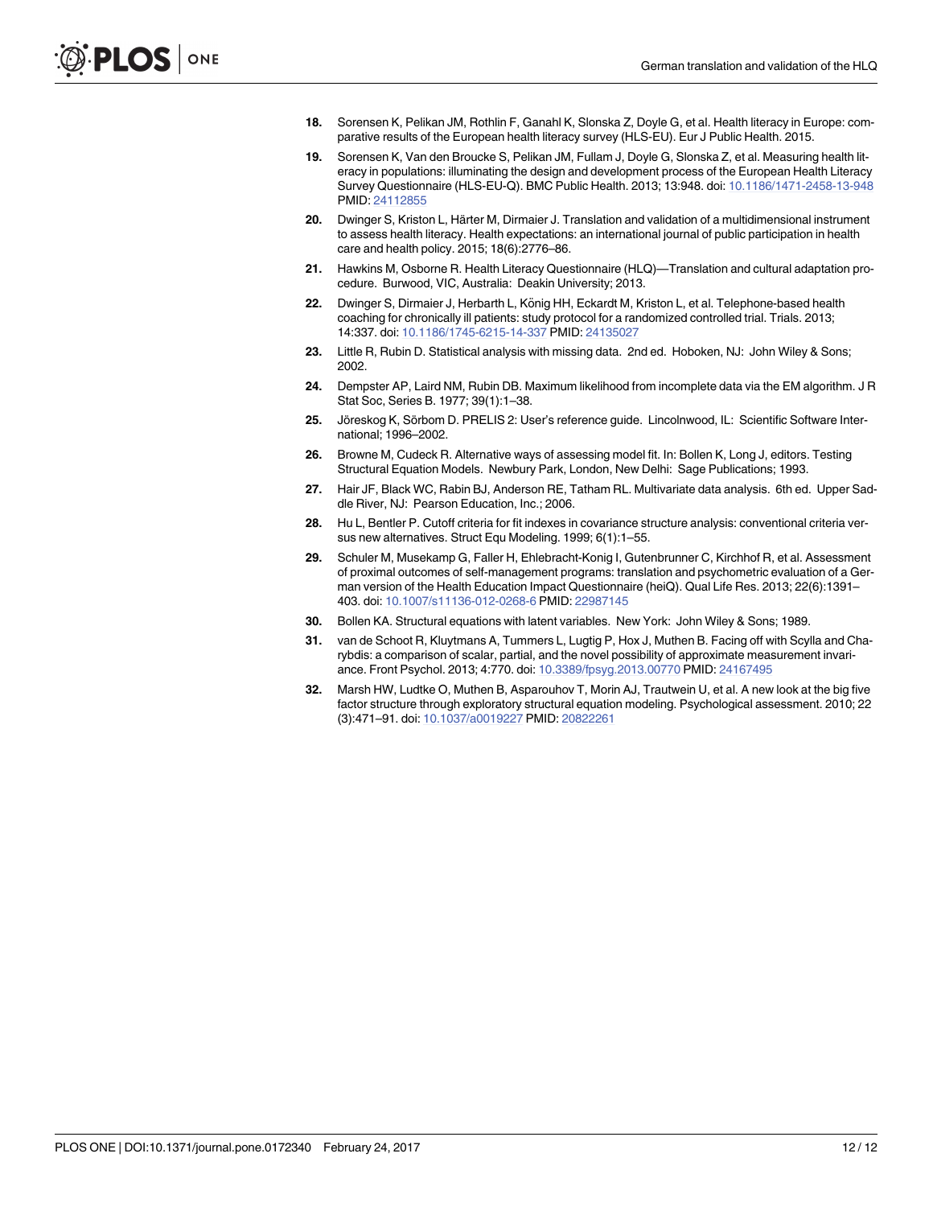18. Sorensen K, Pelikan JM, Rothlin F, Ganahl K, Slonska Z, Doyle G, et al. Health literacy in Europe: comparative results of the European health literacy survey (HLS-EU). Eur J Public Health. 2015.
19. Sorensen K, Van den Broucke S, Pelikan JM, Fullam J, Doyle G, Slonska Z, et al. Measuring health literacy in populations: illuminating the design and development process of the European Health Literacy Survey Questionnaire (HLS-EU-Q). BMC Public Health. 2013; 13:948. doi: 10.1186/1471-2458-13-948 PMID: 24112855
20. Dwinger S, Kriston L, Härter M, Dirmaier J. Translation and validation of a multidimensional instrument to assess health literacy. Health expectations: an international journal of public participation in health care and health policy. 2015; 18(6):2776–86.
21. Hawkins M, Osborne R. Health Literacy Questionnaire (HLQ)—Translation and cultural adaptation procedure. Burwood, VIC, Australia: Deakin University; 2013.
22. Dwinger S, Dirmaier J, Herbarth L, König HH, Eckardt M, Kriston L, et al. Telephone-based health coaching for chronically ill patients: study protocol for a randomized controlled trial. Trials. 2013; 14:337. doi: 10.1186/1745-6215-14-337 PMID: 24135027
23. Little R, Rubin D. Statistical analysis with missing data. 2nd ed. Hoboken, NJ: John Wiley & Sons; 2002.
24. Dempster AP, Laird NM, Rubin DB. Maximum likelihood from incomplete data via the EM algorithm. J R Stat Soc, Series B. 1977; 39(1):1–38.
25. Jöreskog K, Sörbom D. PRELIS 2: User's reference guide. Lincolnwood, IL: Scientific Software International; 1996–2002.
26. Browne M, Cudeck R. Alternative ways of assessing model fit. In: Bollen K, Long J, editors. Testing Structural Equation Models. Newbury Park, London, New Delhi: Sage Publications; 1993.
27. Hair JF, Black WC, Rabin BJ, Anderson RE, Tatham RL. Multivariate data analysis. 6th ed. Upper Saddle River, NJ: Pearson Education, Inc.; 2006.
28. Hu L, Bentler P. Cutoff criteria for fit indexes in covariance structure analysis: conventional criteria versus new alternatives. Struct Equ Modeling. 1999; 6(1):1–55.
29. Schuler M, Musekamp G, Faller H, Ehlebracht-Konig I, Gutenbrunner C, Kirchhof R, et al. Assessment of proximal outcomes of self-management programs: translation and psychometric evaluation of a German version of the Health Education Impact Questionnaire (heiQ). Qual Life Res. 2013; 22(6):1391–403. doi: 10.1007/s11136-012-0268-6 PMID: 22987145
30. Bollen KA. Structural equations with latent variables. New York: John Wiley & Sons; 1989.
31. van de Schoot R, Kluytmans A, Tummers L, Lugtig P, Hox J, Muthen B. Facing off with Scylla and Charybdis: a comparison of scalar, partial, and the novel possibility of approximate measurement invariance. Front Psychol. 2013; 4:770. doi: 10.3389/fpsyg.2013.00770 PMID: 24167495
32. Marsh HW, Ludtke O, Muthen B, Asparouhov T, Morin AJ, Trautwein U, et al. A new look at the big five factor structure through exploratory structural equation modeling. Psychological assessment. 2010; 22 (3):471–91. doi: 10.1037/a0019227 PMID: 20822261